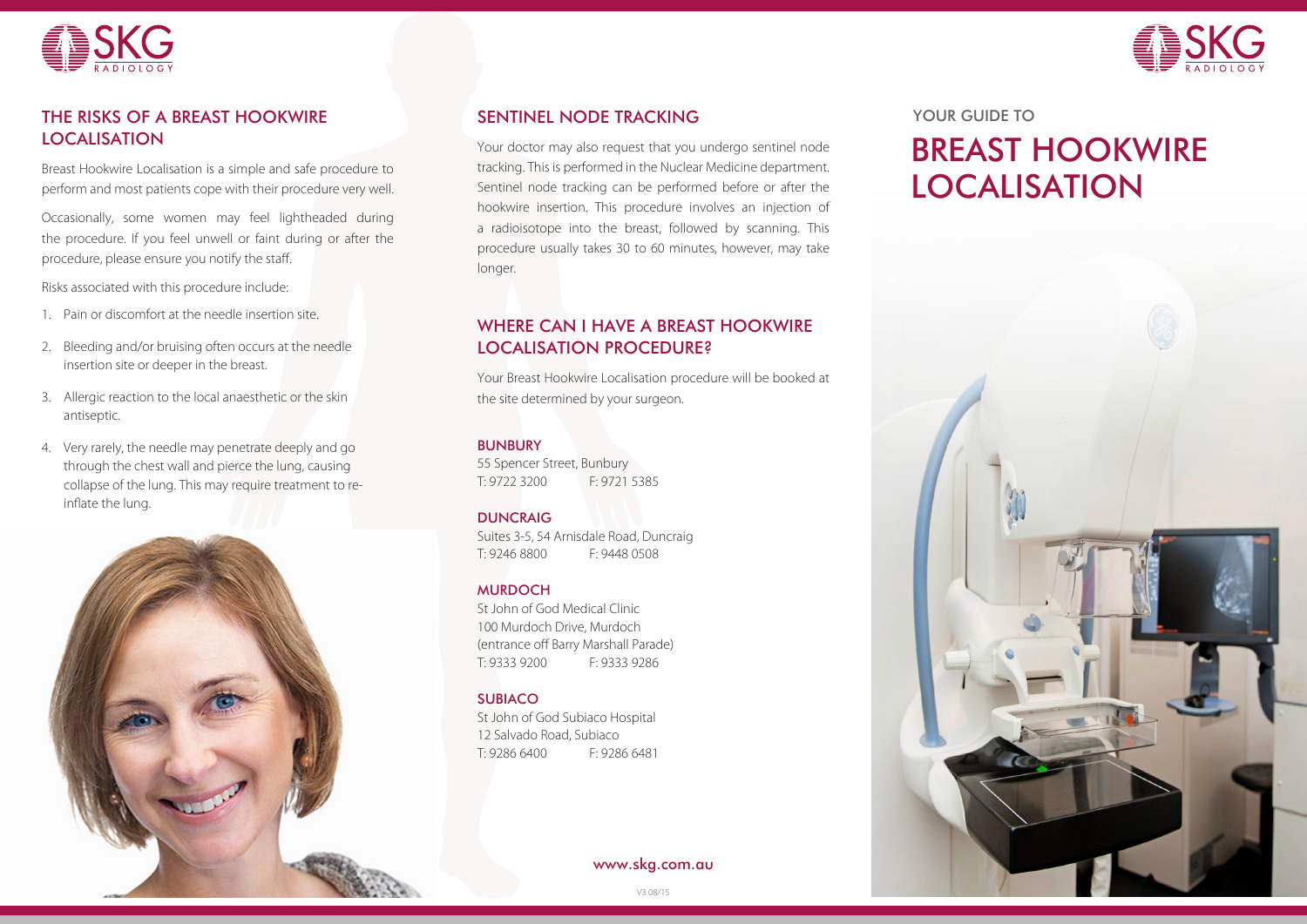## THE RISKS OF A BREAST HOOKWIRE LOCALISATION

Breast Hookwire Localisation is a simple and safe procedure to perform and most patients cope with their procedure very well.

Occasionally, some women may feel lightheaded during the procedure. If you feel unwell or faint during or after the procedure, please ensure you notify the staff.

Risks associated with this procedure include:

1. Pain or discomfort at the needle insertion site.
2. Bleeding and/or bruising often occurs at the needle insertion site or deeper in the breast.
3. Allergic reaction to the local anaesthetic or the skin antiseptic.
4. Very rarely, the needle may penetrate deeply and go through the chest wall and pierce the lung, causing collapse of the lung. This may require treatment to re-inflate the lung.

## SENTINEL NODE TRACKING

Your doctor may also request that you undergo sentinel node tracking. This is performed in the Nuclear Medicine department. Sentinel node tracking can be performed before or after the hookwire insertion. This procedure involves an injection of a radioisotope into the breast, followed by scanning. This procedure usually takes 30 to 60 minutes, however, may take longer.

## WHERE CAN I HAVE A BREAST HOOKWIRE LOCALISATION PROCEDURE?

Your Breast Hookwire Localisation procedure will be booked at the site determined by your surgeon.

**BUNBURY**
55 Spencer Street, Bunbury
T: 9722 3200 F: 9721 5385

**DUNCRAIG**
Suites 3-5, 54 Arnisdale Road, Duncraig
T: 9246 8800 F: 9448 0508

**MURDOCH**
St John of God Medical Clinic
100 Murdoch Drive, Murdoch
(entrance off Barry Marshall Parade)
T: 9333 9200 F: 9333 9286

**SUBIACO**
St John of God Subiaco Hospital
12 Salvado Road, Subiaco
T: 9286 6400 F: 9286 6481

www.skg.com.au

V3 08/15

SKG RADIOLOGY

YOUR GUIDE TO

# BREAST HOOKWIRE LOCALISATION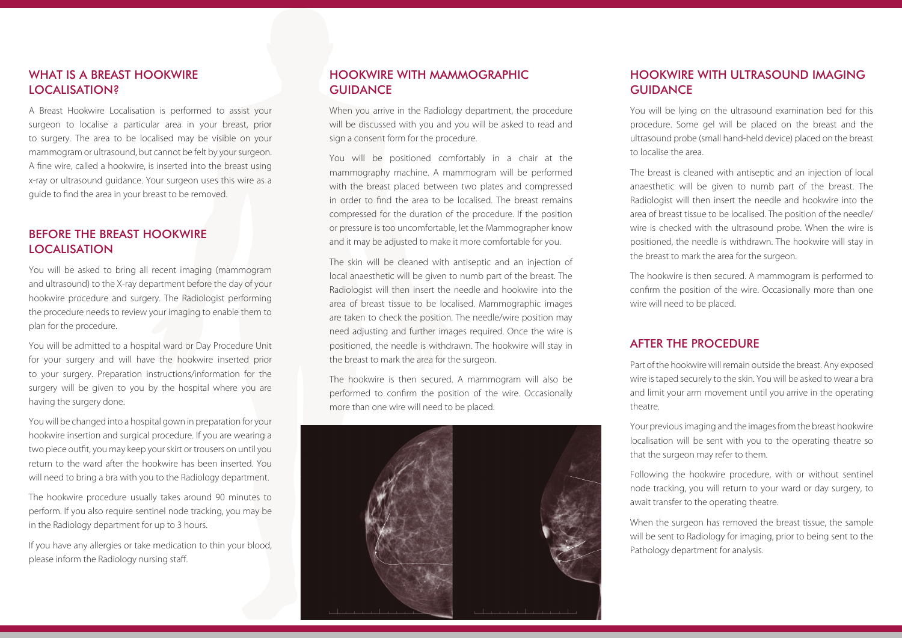## WHAT IS A BREAST HOOKWIRE LOCALISATION?

A Breast Hookwire Localisation is performed to assist your surgeon to localise a particular area in your breast, prior to surgery. The area to be localised may be visible on your mammogram or ultrasound, but cannot be felt by your surgeon. A fine wire, called a hookwire, is inserted into the breast using x-ray or ultrasound guidance. Your surgeon uses this wire as a guide to find the area in your breast to be removed.

## BEFORE THE BREAST HOOKWIRE LOCALISATION

You will be asked to bring all recent imaging (mammogram and ultrasound) to the X-ray department before the day of your hookwire procedure and surgery. The Radiologist performing the procedure needs to review your imaging to enable them to plan for the procedure.

You will be admitted to a hospital ward or Day Procedure Unit for your surgery and will have the hookwire inserted prior to your surgery. Preparation instructions/information for the surgery will be given to you by the hospital where you are having the surgery done.

You will be changed into a hospital gown in preparation for your hookwire insertion and surgical procedure. If you are wearing a two piece outfit, you may keep your skirt or trousers on until you return to the ward after the hookwire has been inserted. You will need to bring a bra with you to the Radiology department.

The hookwire procedure usually takes around 90 minutes to perform. If you also require sentinel node tracking, you may be in the Radiology department for up to 3 hours.

If you have any allergies or take medication to thin your blood, please inform the Radiology nursing staff.

## HOOKWIRE WITH MAMMOGRAPHIC GUIDANCE

When you arrive in the Radiology department, the procedure will be discussed with you and you will be asked to read and sign a consent form for the procedure.

You will be positioned comfortably in a chair at the mammography machine. A mammogram will be performed with the breast placed between two plates and compressed in order to find the area to be localised. The breast remains compressed for the duration of the procedure. If the position or pressure is too uncomfortable, let the Mammographer know and it may be adjusted to make it more comfortable for you.

The skin will be cleaned with antiseptic and an injection of local anaesthetic will be given to numb part of the breast. The Radiologist will then insert the needle and hookwire into the area of breast tissue to be localised. Mammographic images are taken to check the position. The needle/wire position may need adjusting and further images required. Once the wire is positioned, the needle is withdrawn. The hookwire will stay in the breast to mark the area for the surgeon.

The hookwire is then secured. A mammogram will also be performed to confirm the position of the wire. Occasionally more than one wire will need to be placed.

## HOOKWIRE WITH ULTRASOUND IMAGING GUIDANCE

You will be lying on the ultrasound examination bed for this procedure. Some gel will be placed on the breast and the ultrasound probe (small hand-held device) placed on the breast to localise the area.

The breast is cleaned with antiseptic and an injection of local anaesthetic will be given to numb part of the breast. The Radiologist will then insert the needle and hookwire into the area of breast tissue to be localised. The position of the needle/wire is checked with the ultrasound probe. When the wire is positioned, the needle is withdrawn. The hookwire will stay in the breast to mark the area for the surgeon.

The hookwire is then secured. A mammogram is performed to confirm the position of the wire. Occasionally more than one wire will need to be placed.

## AFTER THE PROCEDURE

Part of the hookwire will remain outside the breast. Any exposed wire is taped securely to the skin. You will be asked to wear a bra and limit your arm movement until you arrive in the operating theatre.

Your previous imaging and the images from the breast hookwire localisation will be sent with you to the operating theatre so that the surgeon may refer to them.

Following the hookwire procedure, with or without sentinel node tracking, you will return to your ward or day surgery, to await transfer to the operating theatre.

When the surgeon has removed the breast tissue, the sample will be sent to Radiology for imaging, prior to being sent to the Pathology department for analysis.